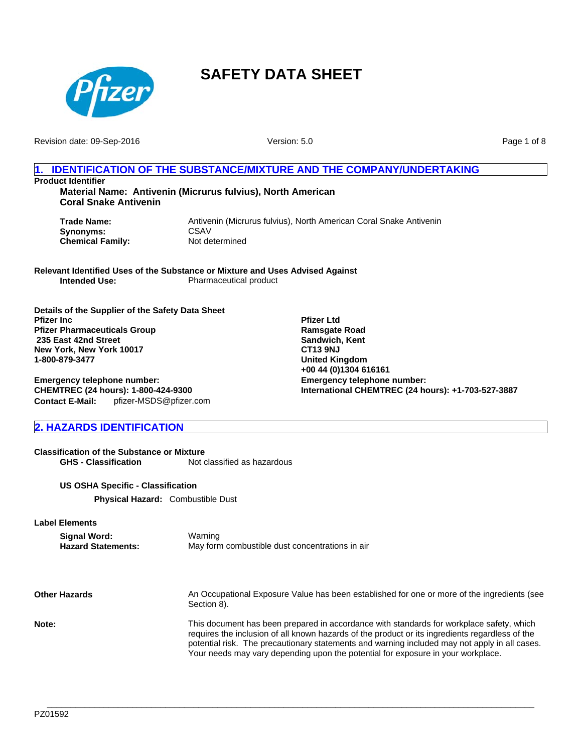# SAFETY DATA SHEET

Revision date: 09-Sep-2016

Version: 5.0

## 1. IDENTIFICATION OF THE SUBSTANCE/MIXTURE AND THE COMPANY/UNDERTAKING

**Product Identifier**

**Material Name: Antivenin (Micrurus fulvius), North American Coral Snake Antivenin**

| | |
|---|---|
| **Trade Name:** | Antivenin (Micrurus fulvius), North American Coral Snake Antivenin |
| **Synonyms:** | CSAV |
| **Chemical Family:** | Not determined |

**Relevant Identified Uses of the Substance or Mixture and Uses Advised Against**

**Intended Use:** Pharmaceutical product

**Details of the Supplier of the Safety Data Sheet**

**Pfizer Inc**
**Pfizer Pharmaceuticals Group**
**235 East 42nd Street**
**New York, New York 10017**
**1-800-879-3477**

**Emergency telephone number:**
**CHEMTREC (24 hours): 1-800-424-9300**
**Contact E-Mail:** pfizer-MSDS@pfizer.com

**Pfizer Ltd**
**Ramsgate Road**
**Sandwich, Kent**
**CT13 9NJ**
**United Kingdom**
**+00 44 (0)1304 616161**
**Emergency telephone number:**
**International CHEMTREC (24 hours): +1-703-527-3887**

## 2. HAZARDS IDENTIFICATION

**Classification of the Substance or Mixture**

**GHS - Classification** Not classified as hazardous

**US OSHA Specific - Classification**

**Physical Hazard:** Combustible Dust

**Label Elements**

| | |
|---|---|
| **Signal Word:** | Warning |
| **Hazard Statements:** | May form combustible dust concentrations in air |

**Other Hazards** An Occupational Exposure Value has been established for one or more of the ingredients (see Section 8).

**Note:** This document has been prepared in accordance with standards for workplace safety, which requires the inclusion of all known hazards of the product or its ingredients regardless of the potential risk. The precautionary statements and warning included may not apply in all cases. Your needs may vary depending upon the potential for exposure in your workplace.

PZ01592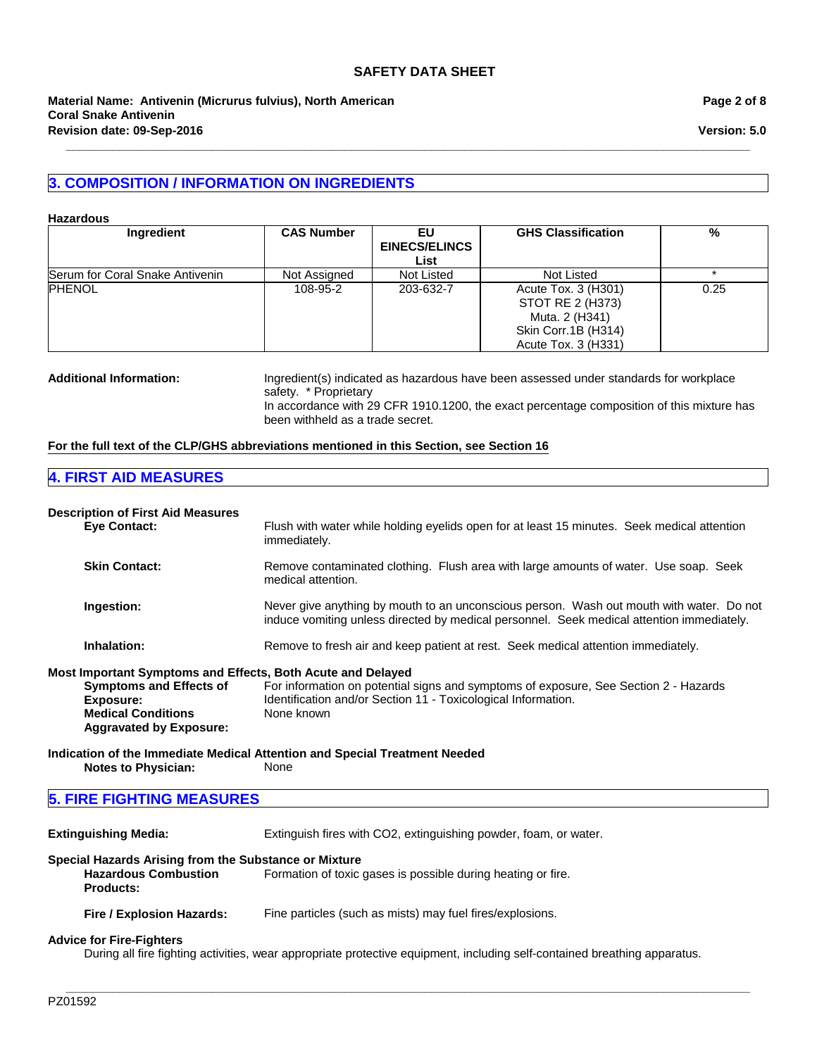## 3. COMPOSITION / INFORMATION ON INGREDIENTS

**Hazardous**

| Ingredient | CAS Number | EU EINECS/ELINCS List | GHS Classification | % |
|---|---|---|---|---|
| Serum for Coral Snake Antivenin | Not Assigned | Not Listed | Not Listed | * |
| PHENOL | 108-95-2 | 203-632-7 | Acute Tox. 3 (H301)<br>STOT RE 2 (H373)<br>Muta. 2 (H341)<br>Skin Corr.1B (H314)<br>Acute Tox. 3 (H331) | 0.25 |

**Additional Information:** Ingredient(s) indicated as hazardous have been assessed under standards for workplace safety. * Proprietary
In accordance with 29 CFR 1910.1200, the exact percentage composition of this mixture has been withheld as a trade secret.

**For the full text of the CLP/GHS abbreviations mentioned in this Section, see Section 16**

## 4. FIRST AID MEASURES

**Description of First Aid Measures**

**Eye Contact:** Flush with water while holding eyelids open for at least 15 minutes. Seek medical attention immediately.

**Skin Contact:** Remove contaminated clothing. Flush area with large amounts of water. Use soap. Seek medical attention.

**Ingestion:** Never give anything by mouth to an unconscious person. Wash out mouth with water. Do not induce vomiting unless directed by medical personnel. Seek medical attention immediately.

**Inhalation:** Remove to fresh air and keep patient at rest. Seek medical attention immediately.

**Most Important Symptoms and Effects, Both Acute and Delayed**

**Symptoms and Effects of Exposure:** For information on potential signs and symptoms of exposure, See Section 2 - Hazards Identification and/or Section 11 - Toxicological Information.

**Medical Conditions Aggravated by Exposure:** None known

**Indication of the Immediate Medical Attention and Special Treatment Needed**

**Notes to Physician:** None

## 5. FIRE FIGHTING MEASURES

**Extinguishing Media:** Extinguish fires with CO2, extinguishing powder, foam, or water.

**Special Hazards Arising from the Substance or Mixture**

**Hazardous Combustion Products:** Formation of toxic gases is possible during heating or fire.

**Fire / Explosion Hazards:** Fine particles (such as mists) may fuel fires/explosions.

**Advice for Fire-Fighters**

During all fire fighting activities, wear appropriate protective equipment, including self-contained breathing apparatus.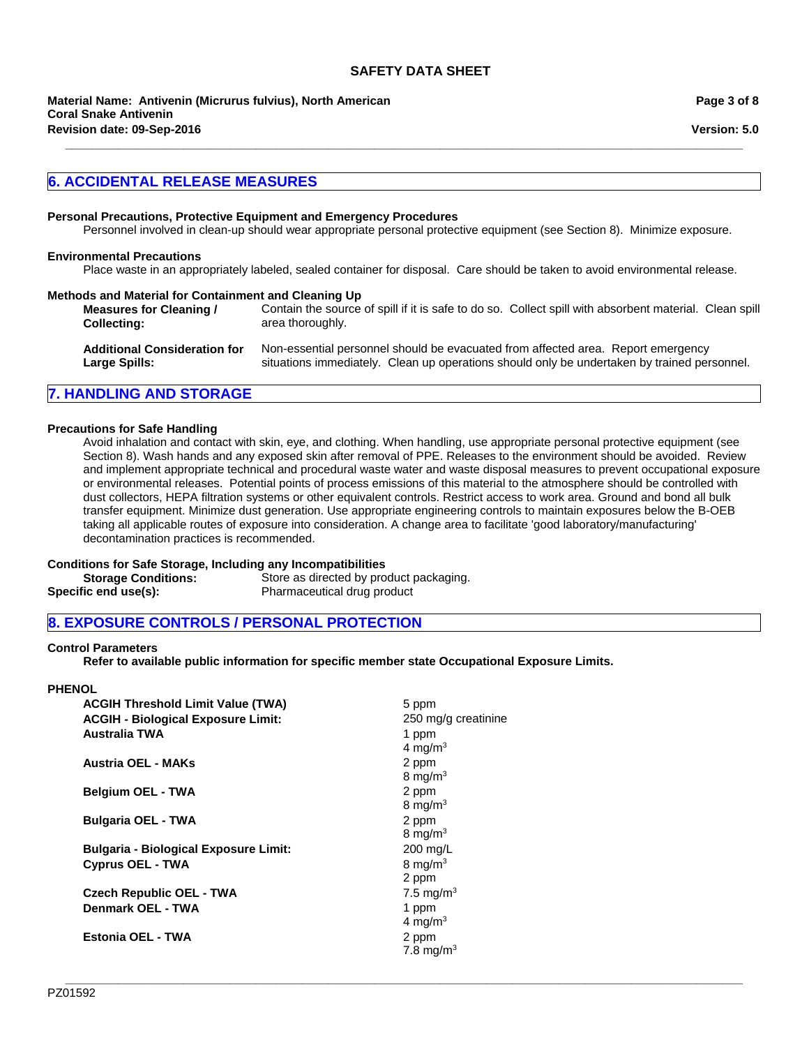## 6. ACCIDENTAL RELEASE MEASURES

**Personal Precautions, Protective Equipment and Emergency Procedures**

Personnel involved in clean-up should wear appropriate personal protective equipment (see Section 8). Minimize exposure.

**Environmental Precautions**

Place waste in an appropriately labeled, sealed container for disposal. Care should be taken to avoid environmental release.

**Methods and Material for Containment and Cleaning Up**

**Measures for Cleaning / Collecting:** Contain the source of spill if it is safe to do so. Collect spill with absorbent material. Clean spill area thoroughly.

**Additional Consideration for Large Spills:** Non-essential personnel should be evacuated from affected area. Report emergency situations immediately. Clean up operations should only be undertaken by trained personnel.

## 7. HANDLING AND STORAGE

**Precautions for Safe Handling**

Avoid inhalation and contact with skin, eye, and clothing. When handling, use appropriate personal protective equipment (see Section 8). Wash hands and any exposed skin after removal of PPE. Releases to the environment should be avoided. Review and implement appropriate technical and procedural waste water and waste disposal measures to prevent occupational exposure or environmental releases. Potential points of process emissions of this material to the atmosphere should be controlled with dust collectors, HEPA filtration systems or other equivalent controls. Restrict access to work area. Ground and bond all bulk transfer equipment. Minimize dust generation. Use appropriate engineering controls to maintain exposures below the B-OEB taking all applicable routes of exposure into consideration. A change area to facilitate 'good laboratory/manufacturing' decontamination practices is recommended.

**Conditions for Safe Storage, Including any Incompatibilities**

**Storage Conditions:** Store as directed by product packaging.

**Specific end use(s):** Pharmaceutical drug product

## 8. EXPOSURE CONTROLS / PERSONAL PROTECTION

**Control Parameters**

**Refer to available public information for specific member state Occupational Exposure Limits.**

**PHENOL**

| | |
|---|---|
| **ACGIH Threshold Limit Value (TWA)** | 5 ppm |
| **ACGIH - Biological Exposure Limit:** | 250 mg/g creatinine |
| **Australia TWA** | 1 ppm<br>4 $mg/m^3$ |
| **Austria OEL - MAKs** | 2 ppm<br>8 $mg/m^3$ |
| **Belgium OEL - TWA** | 2 ppm<br>8 $mg/m^3$ |
| **Bulgaria OEL - TWA** | 2 ppm<br>8 $mg/m^3$ |
| **Bulgaria - Biological Exposure Limit:** | 200 mg/L |
| **Cyprus OEL - TWA** | 8 $mg/m^3$<br>2 ppm |
| **Czech Republic OEL - TWA** | 7.5 $mg/m^3$ |
| **Denmark OEL - TWA** | 1 ppm<br>4 $mg/m^3$ |
| **Estonia OEL - TWA** | 2 ppm<br>7.8 $mg/m^3$ |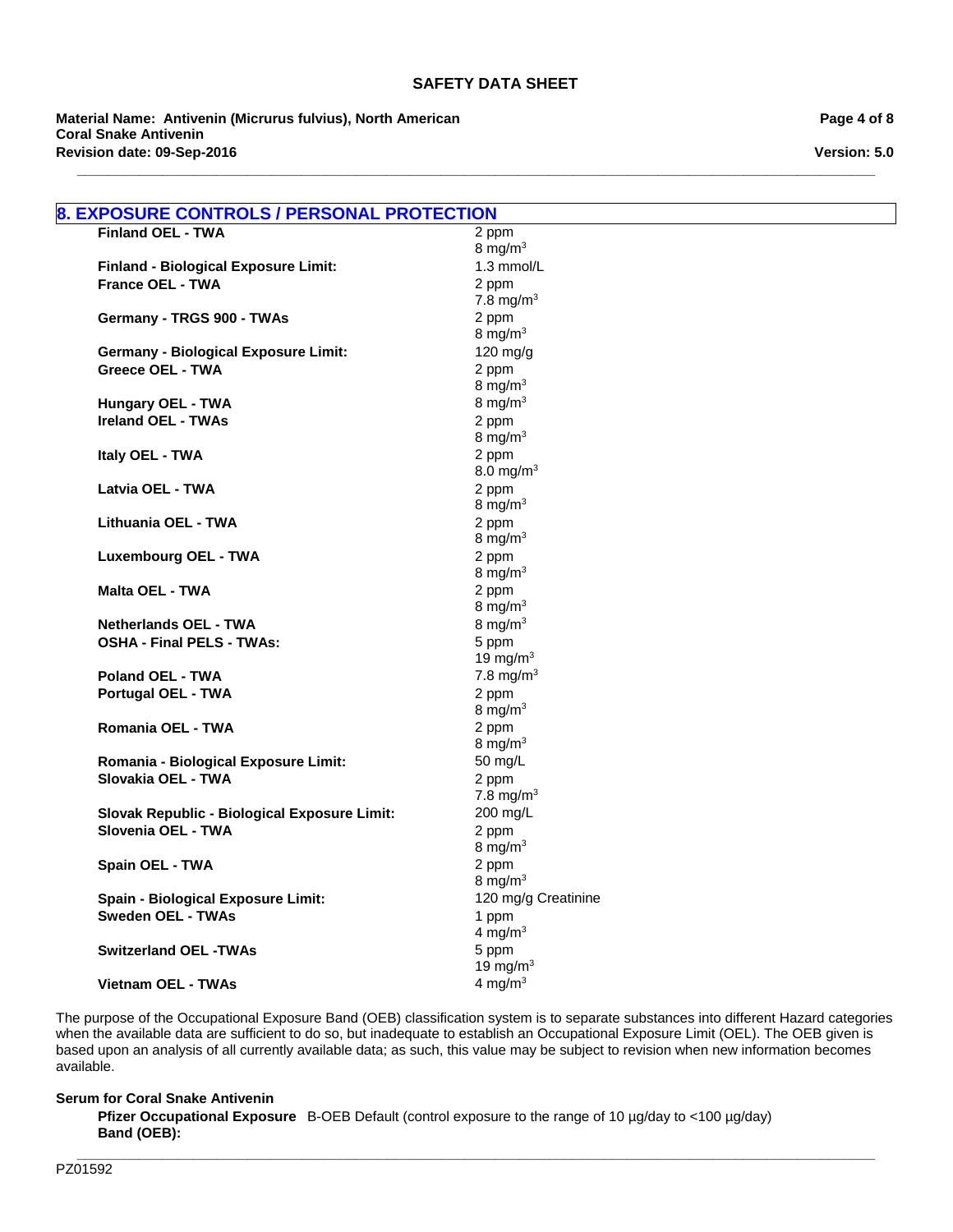## 8. EXPOSURE CONTROLS / PERSONAL PROTECTION

| | |
|---|---|
| **Finland OEL - TWA** | 2 ppm<br>8 mg/m$^3$ |
| **Finland - Biological Exposure Limit:** | 1.3 mmol/L |
| **France OEL - TWA** | 2 ppm<br>7.8 mg/m$^3$ |
| **Germany - TRGS 900 - TWAs** | 2 ppm<br>8 mg/m$^3$ |
| **Germany - Biological Exposure Limit:** | 120 mg/g |
| **Greece OEL - TWA** | 2 ppm<br>8 mg/m$^3$ |
| **Hungary OEL - TWA** | 8 mg/m$^3$ |
| **Ireland OEL - TWAs** | 2 ppm<br>8 mg/m$^3$ |
| **Italy OEL - TWA** | 2 ppm<br>8.0 mg/m$^3$ |
| **Latvia OEL - TWA** | 2 ppm<br>8 mg/m$^3$ |
| **Lithuania OEL - TWA** | 2 ppm<br>8 mg/m$^3$ |
| **Luxembourg OEL - TWA** | 2 ppm<br>8 mg/m$^3$ |
| **Malta OEL - TWA** | 2 ppm<br>8 mg/m$^3$ |
| **Netherlands OEL - TWA** | 8 mg/m$^3$ |
| **OSHA - Final PELS - TWAs:** | 5 ppm<br>19 mg/m$^3$ |
| **Poland OEL - TWA** | 7.8 mg/m$^3$ |
| **Portugal OEL - TWA** | 2 ppm<br>8 mg/m$^3$ |
| **Romania OEL - TWA** | 2 ppm<br>8 mg/m$^3$ |
| **Romania - Biological Exposure Limit:** | 50 mg/L |
| **Slovakia OEL - TWA** | 2 ppm<br>7.8 mg/m$^3$ |
| **Slovak Republic - Biological Exposure Limit:** | 200 mg/L |
| **Slovenia OEL - TWA** | 2 ppm<br>8 mg/m$^3$ |
| **Spain OEL - TWA** | 2 ppm<br>8 mg/m$^3$ |
| **Spain - Biological Exposure Limit:** | 120 mg/g Creatinine |
| **Sweden OEL - TWAs** | 1 ppm<br>4 mg/m$^3$ |
| **Switzerland OEL -TWAs** | 5 ppm<br>19 mg/m$^3$ |
| **Vietnam OEL - TWAs** | 4 mg/m$^3$ |

The purpose of the Occupational Exposure Band (OEB) classification system is to separate substances into different Hazard categories when the available data are sufficient to do so, but inadequate to establish an Occupational Exposure Limit (OEL). The OEB given is based upon an analysis of all currently available data; as such, this value may be subject to revision when new information becomes available.

**Serum for Coral Snake Antivenin**

**Pfizer Occupational Exposure Band (OEB):** B-OEB Default (control exposure to the range of 10 µg/day to <100 µg/day)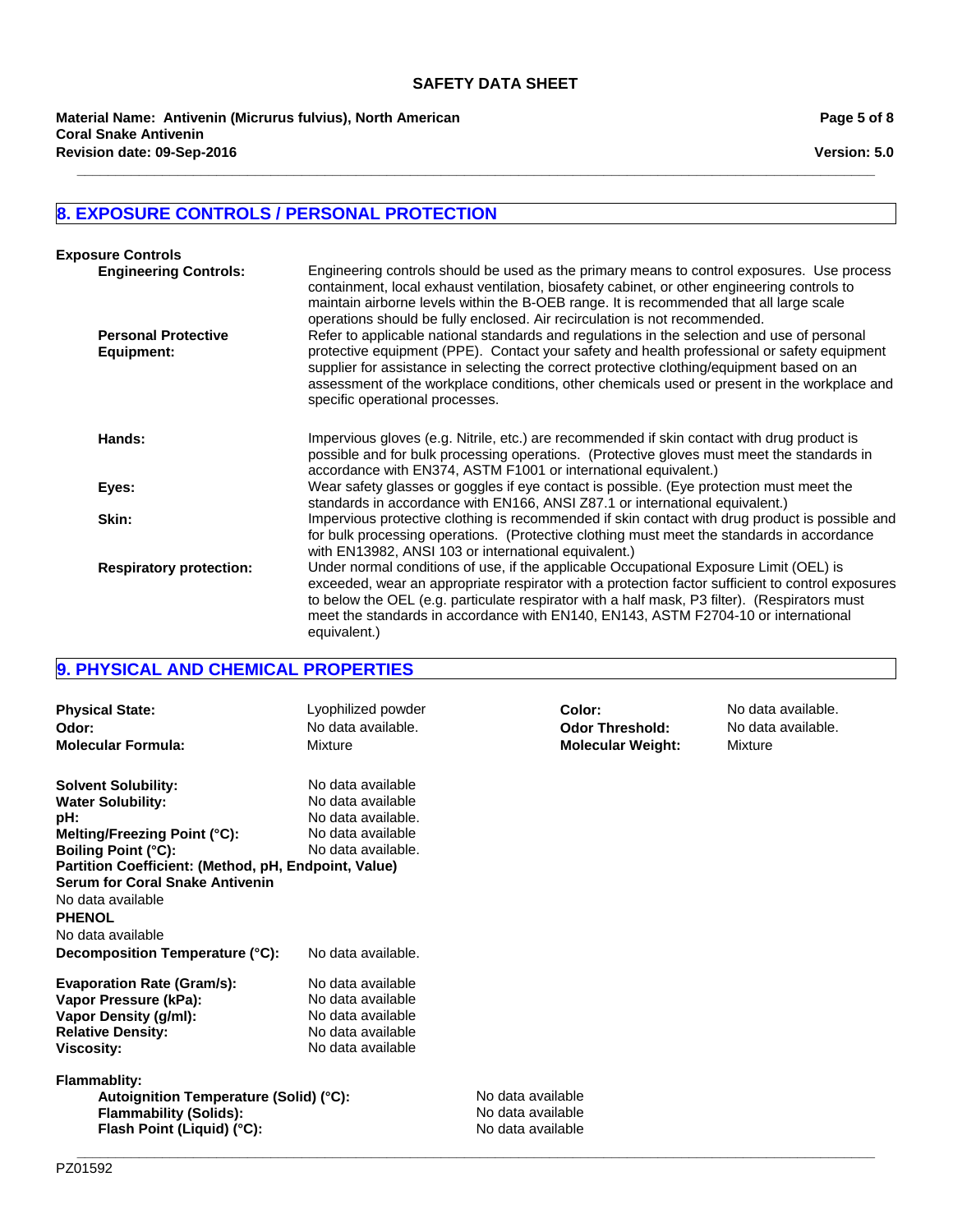## 8. EXPOSURE CONTROLS / PERSONAL PROTECTION

**Exposure Controls**

**Engineering Controls:** Engineering controls should be used as the primary means to control exposures. Use process containment, local exhaust ventilation, biosafety cabinet, or other engineering controls to maintain airborne levels within the B-OEB range. It is recommended that all large scale operations should be fully enclosed. Air recirculation is not recommended.

**Personal Protective Equipment:** Refer to applicable national standards and regulations in the selection and use of personal protective equipment (PPE). Contact your safety and health professional or safety equipment supplier for assistance in selecting the correct protective clothing/equipment based on an assessment of the workplace conditions, other chemicals used or present in the workplace and specific operational processes.

**Hands:** Impervious gloves (e.g. Nitrile, etc.) are recommended if skin contact with drug product is possible and for bulk processing operations. (Protective gloves must meet the standards in accordance with EN374, ASTM F1001 or international equivalent.)

**Eyes:** Wear safety glasses or goggles if eye contact is possible. (Eye protection must meet the standards in accordance with EN166, ANSI Z87.1 or international equivalent.)

**Skin:** Impervious protective clothing is recommended if skin contact with drug product is possible and for bulk processing operations. (Protective clothing must meet the standards in accordance with EN13982, ANSI 103 or international equivalent.)

**Respiratory protection:** Under normal conditions of use, if the applicable Occupational Exposure Limit (OEL) is exceeded, wear an appropriate respirator with a protection factor sufficient to control exposures to below the OEL (e.g. particulate respirator with a half mask, P3 filter). (Respirators must meet the standards in accordance with EN140, EN143, ASTM F2704-10 or international equivalent.)

## 9. PHYSICAL AND CHEMICAL PROPERTIES

**Physical State:** Lyophilized powder
**Color:** No data available.
**Odor:** No data available.
**Odor Threshold:** No data available.
**Molecular Formula:** Mixture
**Molecular Weight:** Mixture

**Solvent Solubility:** No data available
**Water Solubility:** No data available
**pH:** No data available.
**Melting/Freezing Point (°C):** No data available
**Boiling Point (°C):** No data available.
**Partition Coefficient: (Method, pH, Endpoint, Value)**
**Serum for Coral Snake Antivenin**
No data available
**PHENOL**
No data available
**Decomposition Temperature (°C):** No data available.

**Evaporation Rate (Gram/s):** No data available
**Vapor Pressure (kPa):** No data available
**Vapor Density (g/ml):** No data available
**Relative Density:** No data available
**Viscosity:** No data available

**Flammablity:**
- **Autoignition Temperature (Solid) (°C):** No data available
- **Flammability (Solids):** No data available
- **Flash Point (Liquid) (°C):** No data available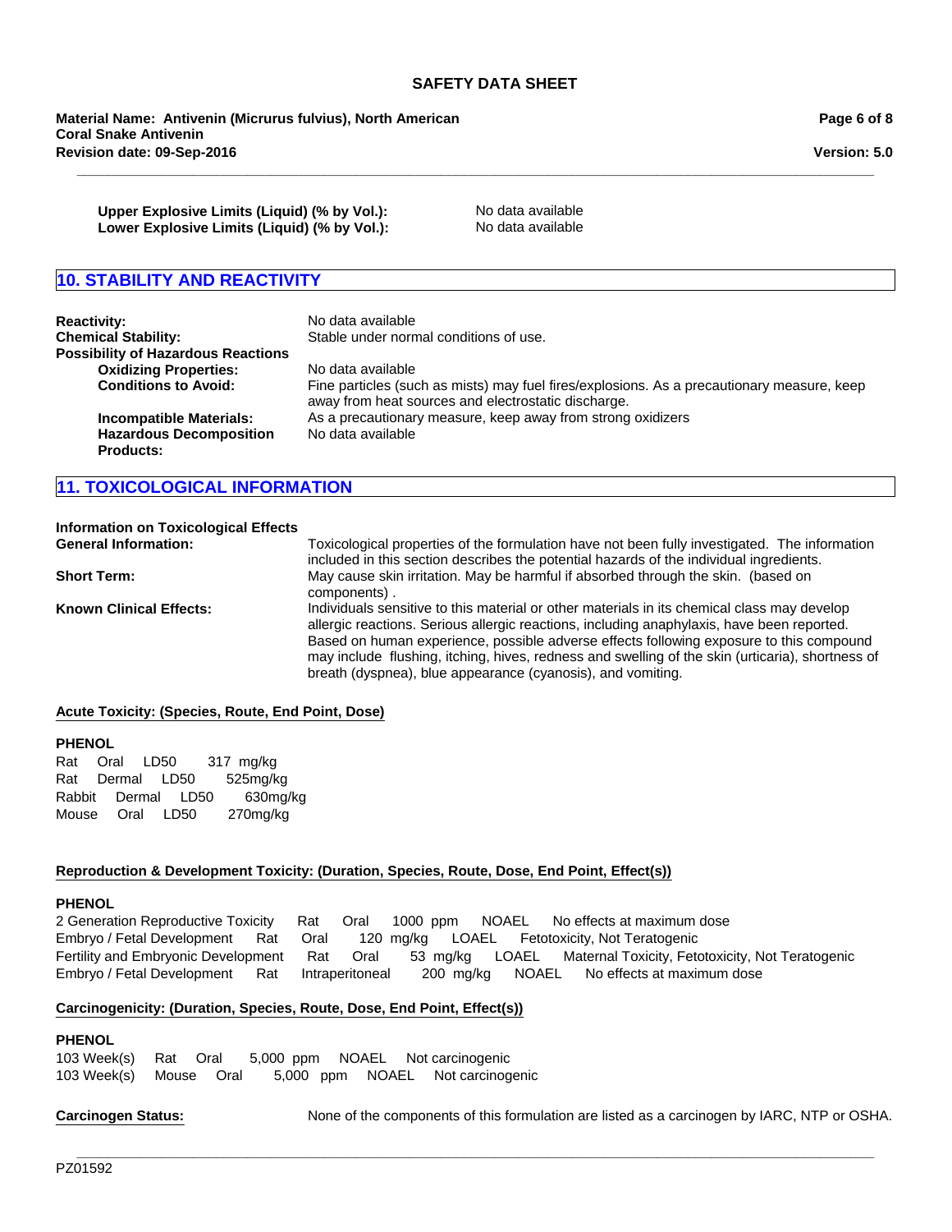**Upper Explosive Limits (Liquid) (% by Vol.):** No data available
**Lower Explosive Limits (Liquid) (% by Vol.):** No data available

## 10. STABILITY AND REACTIVITY

**Reactivity:** No data available
**Chemical Stability:** Stable under normal conditions of use.
**Possibility of Hazardous Reactions**
**Oxidizing Properties:** No data available
**Conditions to Avoid:** Fine particles (such as mists) may fuel fires/explosions. As a precautionary measure, keep away from heat sources and electrostatic discharge.
**Incompatible Materials:** As a precautionary measure, keep away from strong oxidizers
**Hazardous Decomposition Products:** No data available

## 11. TOXICOLOGICAL INFORMATION

**Information on Toxicological Effects**
**General Information:** Toxicological properties of the formulation have not been fully investigated. The information included in this section describes the potential hazards of the individual ingredients.
**Short Term:** May cause skin irritation. May be harmful if absorbed through the skin. (based on components) .
**Known Clinical Effects:** Individuals sensitive to this material or other materials in its chemical class may develop allergic reactions. Serious allergic reactions, including anaphylaxis, have been reported. Based on human experience, possible adverse effects following exposure to this compound may include flushing, itching, hives, redness and swelling of the skin (urticaria), shortness of breath (dyspnea), blue appearance (cyanosis), and vomiting.

**Acute Toxicity: (Species, Route, End Point, Dose)**

**PHENOL**
Rat Oral LD50 317 mg/kg
Rat Dermal LD50 525mg/kg
Rabbit Dermal LD50 630mg/kg
Mouse Oral LD50 270mg/kg

**Reproduction & Development Toxicity: (Duration, Species, Route, Dose, End Point, Effect(s))**

**PHENOL**
2 Generation Reproductive Toxicity Rat Oral 1000 ppm NOAEL No effects at maximum dose
Embryo / Fetal Development Rat Oral 120 mg/kg LOAEL Fetotoxicity, Not Teratogenic
Fertility and Embryonic Development Rat Oral 53 mg/kg LOAEL Maternal Toxicity, Fetotoxicity, Not Teratogenic
Embryo / Fetal Development Rat Intraperitoneal 200 mg/kg NOAEL No effects at maximum dose

**Carcinogenicity: (Duration, Species, Route, Dose, End Point, Effect(s))**

**PHENOL**
103 Week(s) Rat Oral 5,000 ppm NOAEL Not carcinogenic
103 Week(s) Mouse Oral 5,000 ppm NOAEL Not carcinogenic

**Carcinogen Status:** None of the components of this formulation are listed as a carcinogen by IARC, NTP or OSHA.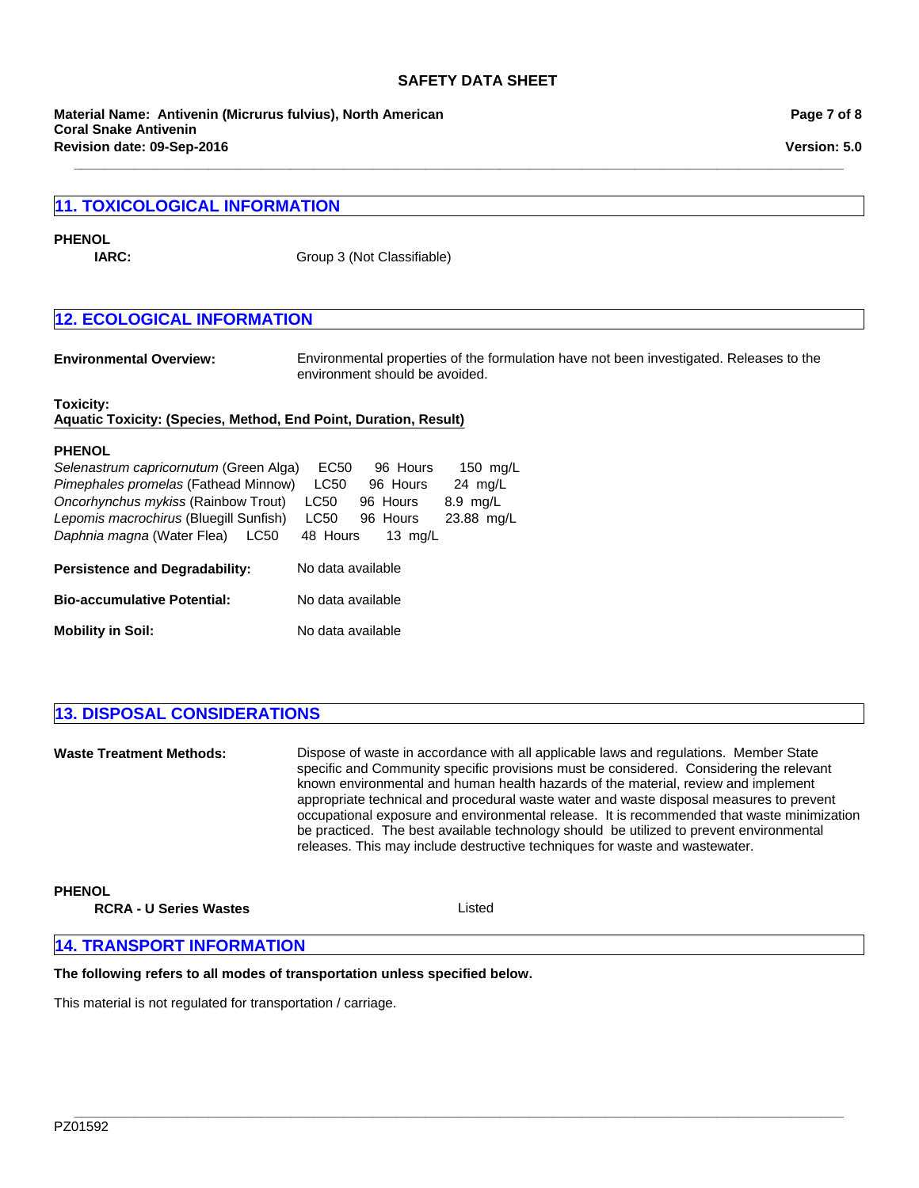## 11. TOXICOLOGICAL INFORMATION

**PHENOL**

**IARC:** Group 3 (Not Classifiable)

## 12. ECOLOGICAL INFORMATION

**Environmental Overview:** Environmental properties of the formulation have not been investigated. Releases to the environment should be avoided.

**Toxicity:**
**Aquatic Toxicity: (Species, Method, End Point, Duration, Result)**

**PHENOL**

| Species | End Point | Duration | Result |
|---|---|---|---|
| *Selenastrum capricornutum* (Green Alga) | EC50 | 96 Hours | 150 mg/L |
| *Pimephales promelas* (Fathead Minnow) | LC50 | 96 Hours | 24 mg/L |
| *Oncorhynchus mykiss* (Rainbow Trout) | LC50 | 96 Hours | 8.9 mg/L |
| *Lepomis macrochirus* (Bluegill Sunfish) | LC50 | 96 Hours | 23.88 mg/L |
| *Daphnia magna* (Water Flea) | LC50 | 48 Hours | 13 mg/L |

**Persistence and Degradability:** No data available

**Bio-accumulative Potential:** No data available

**Mobility in Soil:** No data available

## 13. DISPOSAL CONSIDERATIONS

**Waste Treatment Methods:** Dispose of waste in accordance with all applicable laws and regulations. Member State specific and Community specific provisions must be considered. Considering the relevant known environmental and human health hazards of the material, review and implement appropriate technical and procedural waste water and waste disposal measures to prevent occupational exposure and environmental release. It is recommended that waste minimization be practiced. The best available technology should be utilized to prevent environmental releases. This may include destructive techniques for waste and wastewater.

**PHENOL**

**RCRA - U Series Wastes** Listed

## 14. TRANSPORT INFORMATION

**The following refers to all modes of transportation unless specified below.**

This material is not regulated for transportation / carriage.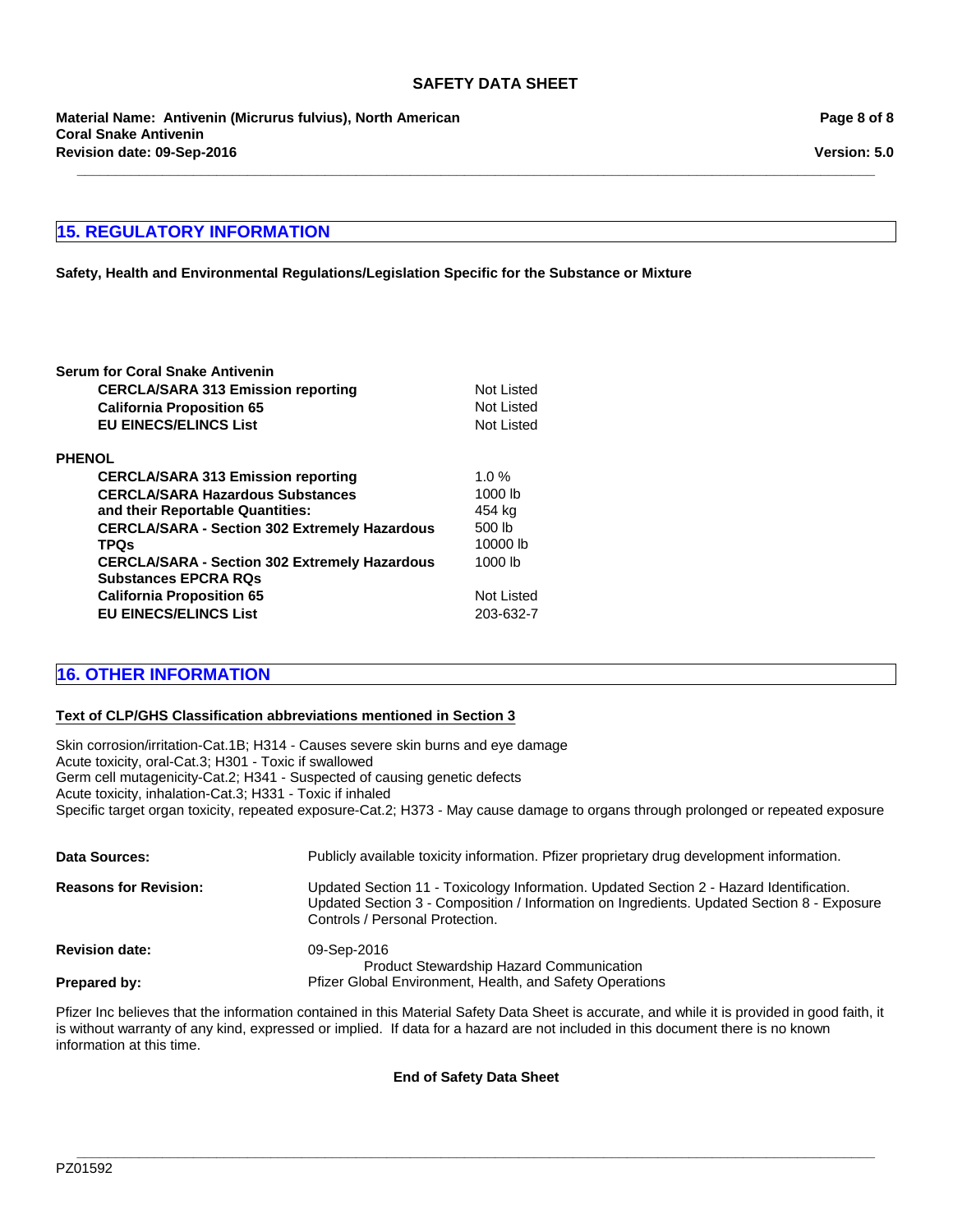## 15. REGULATORY INFORMATION

**Safety, Health and Environmental Regulations/Legislation Specific for the Substance or Mixture**

**Serum for Coral Snake Antivenin**

| | |
|---|---|
| **CERCLA/SARA 313 Emission reporting** | Not Listed |
| **California Proposition 65** | Not Listed |
| **EU EINECS/ELINCS List** | Not Listed |

**PHENOL**

| | |
|---|---|
| **CERCLA/SARA 313 Emission reporting** | 1.0 % |
| **CERCLA/SARA Hazardous Substances and their Reportable Quantities:** | 1000 lb<br>454 kg |
| **CERCLA/SARA - Section 302 Extremely Hazardous TPQs** | 500 lb<br>10000 lb |
| **CERCLA/SARA - Section 302 Extremely Hazardous Substances EPCRA RQs** | 1000 lb |
| **California Proposition 65** | Not Listed |
| **EU EINECS/ELINCS List** | 203-632-7 |

## 16. OTHER INFORMATION

**Text of CLP/GHS Classification abbreviations mentioned in Section 3**

Skin corrosion/irritation-Cat.1B; H314 - Causes severe skin burns and eye damage
Acute toxicity, oral-Cat.3; H301 - Toxic if swallowed
Germ cell mutagenicity-Cat.2; H341 - Suspected of causing genetic defects
Acute toxicity, inhalation-Cat.3; H331 - Toxic if inhaled
Specific target organ toxicity, repeated exposure-Cat.2; H373 - May cause damage to organs through prolonged or repeated exposure

| | |
|---|---|
| **Data Sources:** | Publicly available toxicity information. Pfizer proprietary drug development information. |
| **Reasons for Revision:** | Updated Section 11 - Toxicology Information. Updated Section 2 - Hazard Identification. Updated Section 3 - Composition / Information on Ingredients. Updated Section 8 - Exposure Controls / Personal Protection. |
| **Revision date:** | 09-Sep-2016 |
| **Prepared by:** | Product Stewardship Hazard Communication<br>Pfizer Global Environment, Health, and Safety Operations |

Pfizer Inc believes that the information contained in this Material Safety Data Sheet is accurate, and while it is provided in good faith, it is without warranty of any kind, expressed or implied. If data for a hazard are not included in this document there is no known information at this time.

**End of Safety Data Sheet**